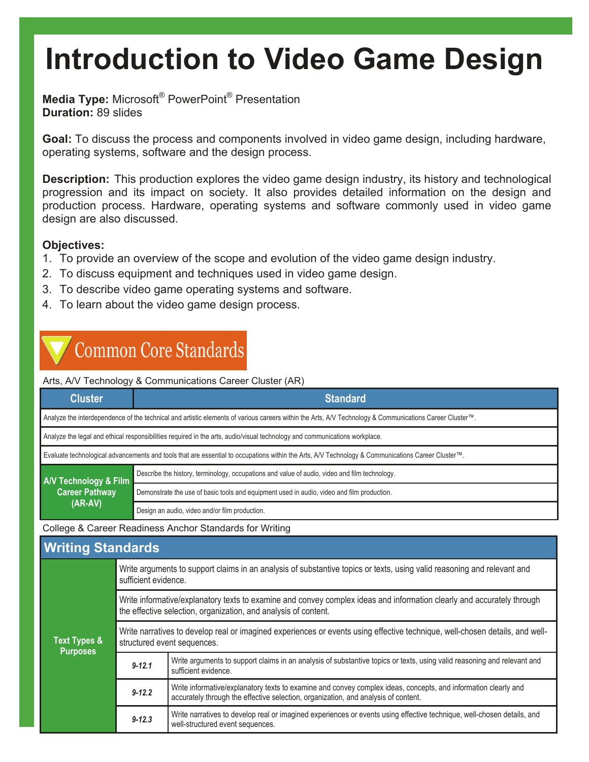# Introduction to Video Game Design

**Media Type:** Microsoft® PowerPoint® Presentation
**Duration:** 89 slides

**Goal:** To discuss the process and components involved in video game design, including hardware, operating systems, software and the design process.

**Description:** This production explores the video game design industry, its history and technological progression and its impact on society. It also provides detailed information on the design and production process. Hardware, operating systems and software commonly used in video game design are also discussed.

**Objectives:**

1. To provide an overview of the scope and evolution of the video game design industry.
2. To discuss equipment and techniques used in video game design.
3. To describe video game operating systems and software.
4. To learn about the video game design process.

## Common Core Standards

Arts, A/V Technology & Communications Career Cluster (AR)

| Cluster | Standard |
|---|---|
| Analyze the interdependence of the technical and artistic elements of various careers within the Arts, A/V Technology & Communications Career Cluster™. | |
| Analyze the legal and ethical responsibilities required in the arts, audio/visual technology and communications workplace. | |
| Evaluate technological advancements and tools that are essential to occupations within the Arts, A/V Technology & Communications Career Cluster™. | |
| A/V Technology & Film Career Pathway (AR-AV) | Describe the history, terminology, occupations and value of audio, video and film technology. |
| | Demonstrate the use of basic tools and equipment used in audio, video and film production. |
| | Design an audio, video and/or film production. |

College & Career Readiness Anchor Standards for Writing

| Writing Standards | | |
|---|---|---|
| Text Types & Purposes | Write arguments to support claims in an analysis of substantive topics or texts, using valid reasoning and relevant and sufficient evidence. | |
| | Write informative/explanatory texts to examine and convey complex ideas and information clearly and accurately through the effective selection, organization, and analysis of content. | |
| | Write narratives to develop real or imagined experiences or events using effective technique, well-chosen details, and well-structured event sequences. | |
| | *9-12.1* | Write arguments to support claims in an analysis of substantive topics or texts, using valid reasoning and relevant and sufficient evidence. |
| | *9-12.2* | Write informative/explanatory texts to examine and convey complex ideas, concepts, and information clearly and accurately through the effective selection, organization, and analysis of content. |
| | *9-12.3* | Write narratives to develop real or imagined experiences or events using effective technique, well-chosen details, and well-structured event sequences. |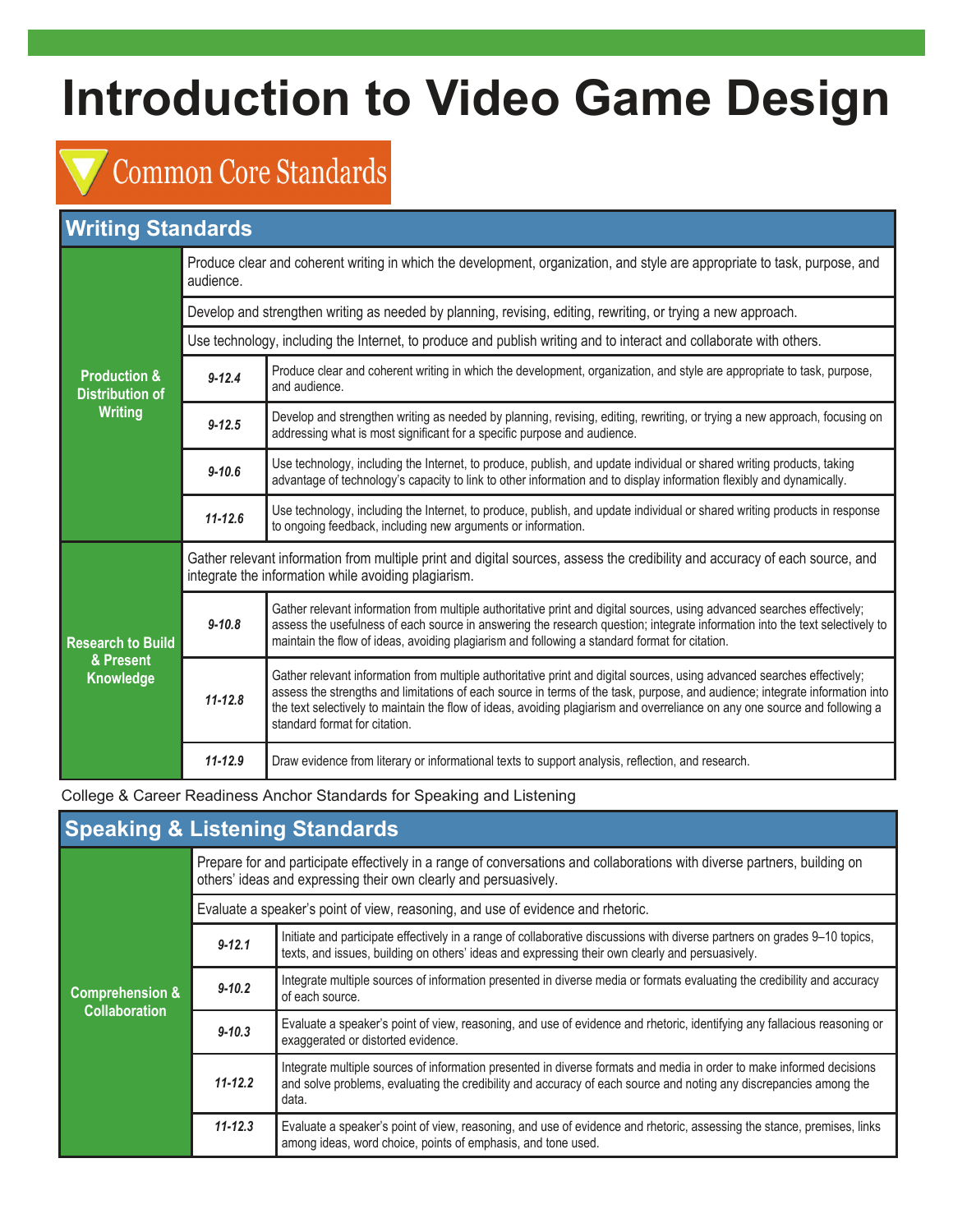# Introduction to Video Game Design

## Common Core Standards

| Writing Standards | | |
|---|---|---|
| **Production & Distribution of Writing** | Produce clear and coherent writing in which the development, organization, and style are appropriate to task, purpose, and audience. | |
| | Develop and strengthen writing as needed by planning, revising, editing, rewriting, or trying a new approach. | |
| | Use technology, including the Internet, to produce and publish writing and to interact and collaborate with others. | |
| | *9-12.4* | Produce clear and coherent writing in which the development, organization, and style are appropriate to task, purpose, and audience. |
| | *9-12.5* | Develop and strengthen writing as needed by planning, revising, editing, rewriting, or trying a new approach, focusing on addressing what is most significant for a specific purpose and audience. |
| | *9-10.6* | Use technology, including the Internet, to produce, publish, and update individual or shared writing products, taking advantage of technology's capacity to link to other information and to display information flexibly and dynamically. |
| | *11-12.6* | Use technology, including the Internet, to produce, publish, and update individual or shared writing products in response to ongoing feedback, including new arguments or information. |
| **Research to Build & Present Knowledge** | Gather relevant information from multiple print and digital sources, assess the credibility and accuracy of each source, and integrate the information while avoiding plagiarism. | |
| | *9-10.8* | Gather relevant information from multiple authoritative print and digital sources, using advanced searches effectively; assess the usefulness of each source in answering the research question; integrate information into the text selectively to maintain the flow of ideas, avoiding plagiarism and following a standard format for citation. |
| | *11-12.8* | Gather relevant information from multiple authoritative print and digital sources, using advanced searches effectively; assess the strengths and limitations of each source in terms of the task, purpose, and audience; integrate information into the text selectively to maintain the flow of ideas, avoiding plagiarism and overreliance on any one source and following a standard format for citation. |
| | *11-12.9* | Draw evidence from literary or informational texts to support analysis, reflection, and research. |

College & Career Readiness Anchor Standards for Speaking and Listening

| Speaking & Listening Standards | | |
|---|---|---|
| **Comprehension & Collaboration** | Prepare for and participate effectively in a range of conversations and collaborations with diverse partners, building on others' ideas and expressing their own clearly and persuasively. | |
| | Evaluate a speaker's point of view, reasoning, and use of evidence and rhetoric. | |
| | *9-12.1* | Initiate and participate effectively in a range of collaborative discussions with diverse partners on grades 9–10 topics, texts, and issues, building on others' ideas and expressing their own clearly and persuasively. |
| | *9-10.2* | Integrate multiple sources of information presented in diverse media or formats evaluating the credibility and accuracy of each source. |
| | *9-10.3* | Evaluate a speaker's point of view, reasoning, and use of evidence and rhetoric, identifying any fallacious reasoning or exaggerated or distorted evidence. |
| | *11-12.2* | Integrate multiple sources of information presented in diverse formats and media in order to make informed decisions and solve problems, evaluating the credibility and accuracy of each source and noting any discrepancies among the data. |
| | *11-12.3* | Evaluate a speaker's point of view, reasoning, and use of evidence and rhetoric, assessing the stance, premises, links among ideas, word choice, points of emphasis, and tone used. |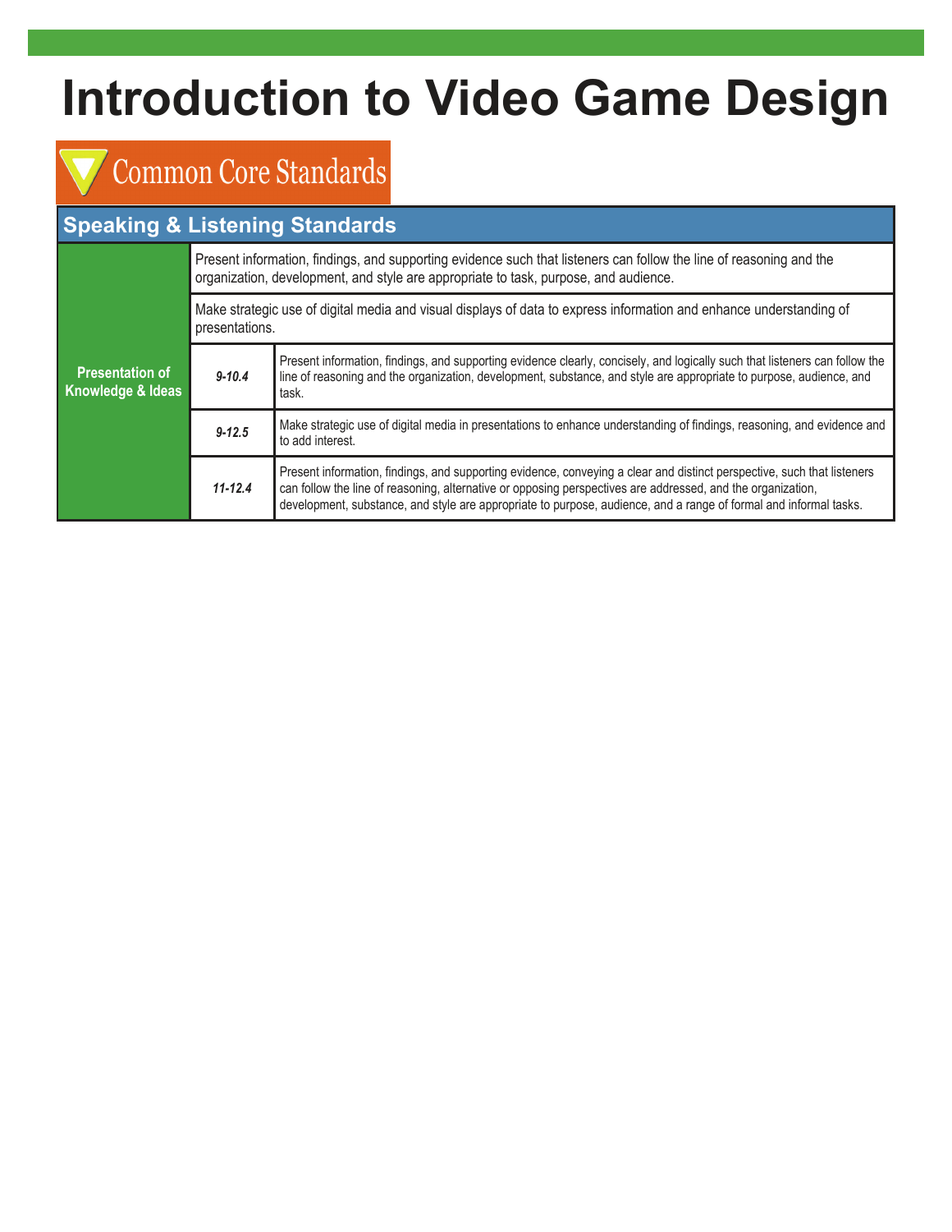# Introduction to Video Game Design

## Common Core Standards

| Speaking & Listening Standards | | |
|---|---|---|
| **Presentation of Knowledge & Ideas** | Present information, findings, and supporting evidence such that listeners can follow the line of reasoning and the organization, development, and style are appropriate to task, purpose, and audience. | |
| | Make strategic use of digital media and visual displays of data to express information and enhance understanding of presentations. | |
| | ***9-10.4*** | Present information, findings, and supporting evidence clearly, concisely, and logically such that listeners can follow the line of reasoning and the organization, development, substance, and style are appropriate to purpose, audience, and task. |
| | ***9-12.5*** | Make strategic use of digital media in presentations to enhance understanding of findings, reasoning, and evidence and to add interest. |
| | ***11-12.4*** | Present information, findings, and supporting evidence, conveying a clear and distinct perspective, such that listeners can follow the line of reasoning, alternative or opposing perspectives are addressed, and the organization, development, substance, and style are appropriate to purpose, audience, and a range of formal and informal tasks. |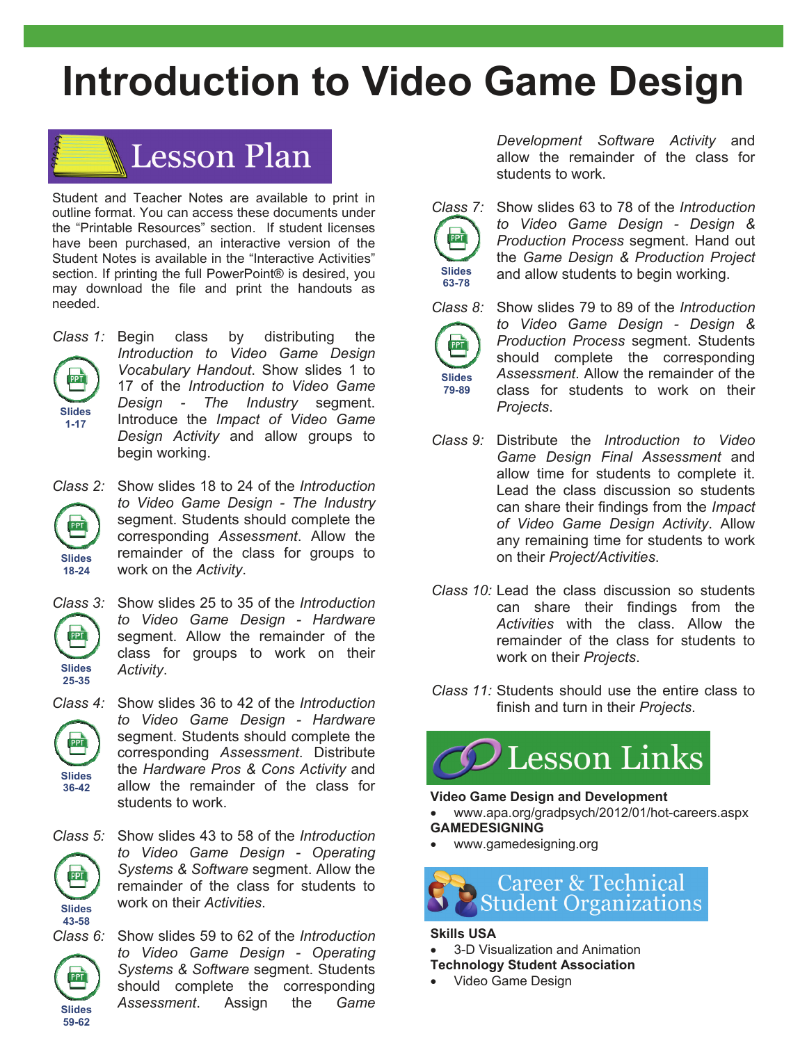# Introduction to Video Game Design

## Lesson Plan

Student and Teacher Notes are available to print in outline format. You can access these documents under the "Printable Resources" section. If student licenses have been purchased, an interactive version of the Student Notes is available in the "Interactive Activities" section. If printing the full PowerPoint® is desired, you may download the file and print the handouts as needed.

*Class 1:* (Slides 1-17) Begin class by distributing the *Introduction to Video Game Design Vocabulary Handout*. Show slides 1 to 17 of the *Introduction to Video Game Design - The Industry* segment. Introduce the *Impact of Video Game Design Activity* and allow groups to begin working.

*Class 2:* (Slides 18-24) Show slides 18 to 24 of the *Introduction to Video Game Design - The Industry* segment. Students should complete the corresponding *Assessment*. Allow the remainder of the class for groups to work on the *Activity*.

*Class 3:* (Slides 25-35) Show slides 25 to 35 of the *Introduction to Video Game Design - Hardware* segment. Allow the remainder of the class for groups to work on their *Activity*.

*Class 4:* (Slides 36-42) Show slides 36 to 42 of the *Introduction to Video Game Design - Hardware* segment. Students should complete the corresponding *Assessment*. Distribute the *Hardware Pros & Cons Activity* and allow the remainder of the class for students to work.

*Class 5:* (Slides 43-58) Show slides 43 to 58 of the *Introduction to Video Game Design - Operating Systems & Software* segment. Allow the remainder of the class for students to work on their *Activities*.

*Class 6:* (Slides 59-62) Show slides 59 to 62 of the *Introduction to Video Game Design - Operating Systems & Software* segment. Students should complete the corresponding *Assessment*. Assign the *Game Development Software Activity* and allow the remainder of the class for students to work.

*Class 7:* (Slides 63-78) Show slides 63 to 78 of the *Introduction to Video Game Design - Design & Production Process* segment. Hand out the *Game Design & Production Project* and allow students to begin working.

*Class 8:* (Slides 79-89) Show slides 79 to 89 of the *Introduction to Video Game Design - Design & Production Process* segment. Students should complete the corresponding *Assessment*. Allow the remainder of the class for students to work on their *Projects*.

*Class 9:* Distribute the *Introduction to Video Game Design Final Assessment* and allow time for students to complete it. Lead the class discussion so students can share their findings from the *Impact of Video Game Design Activity*. Allow any remaining time for students to work on their *Project/Activities*.

*Class 10:* Lead the class discussion so students can share their findings from the *Activities* with the class. Allow the remainder of the class for students to work on their *Projects*.

*Class 11:* Students should use the entire class to finish and turn in their *Projects*.

## Lesson Links

**Video Game Design and Development**
- www.apa.org/gradpsych/2012/01/hot-careers.aspx

**GAMEDESIGNING**
- www.gamedesigning.org

## Career & Technical Student Organizations

**Skills USA**
- 3-D Visualization and Animation

**Technology Student Association**
- Video Game Design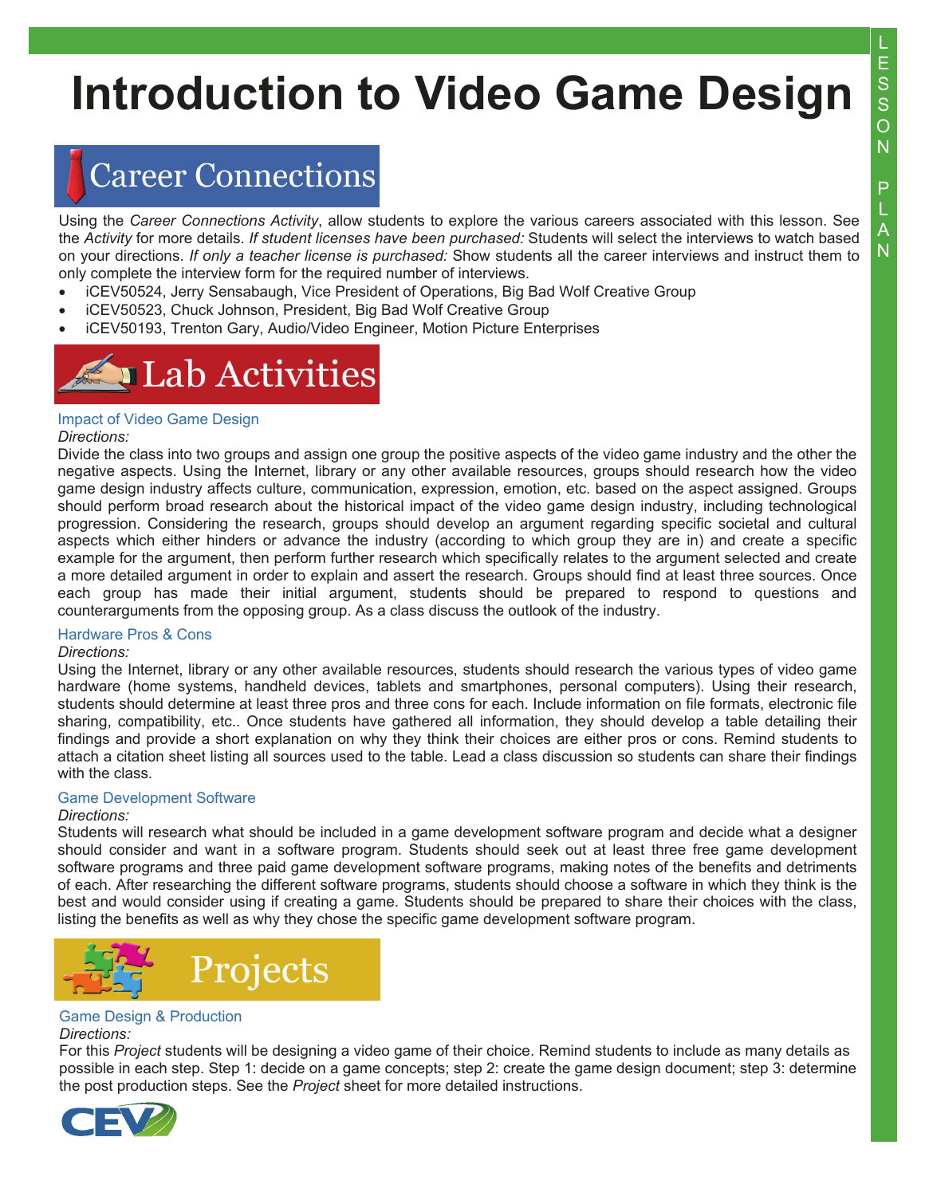# Introduction to Video Game Design

## Career Connections

Using the *Career Connections Activity*, allow students to explore the various careers associated with this lesson. See the *Activity* for more details. *If student licenses have been purchased:* Students will select the interviews to watch based on your directions. *If only a teacher license is purchased:* Show students all the career interviews and instruct them to only complete the interview form for the required number of interviews.

- iCEV50524, Jerry Sensabaugh, Vice President of Operations, Big Bad Wolf Creative Group
- iCEV50523, Chuck Johnson, President, Big Bad Wolf Creative Group
- iCEV50193, Trenton Gary, Audio/Video Engineer, Motion Picture Enterprises

## Lab Activities

### Impact of Video Game Design

*Directions:*

Divide the class into two groups and assign one group the positive aspects of the video game industry and the other the negative aspects. Using the Internet, library or any other available resources, groups should research how the video game design industry affects culture, communication, expression, emotion, etc. based on the aspect assigned. Groups should perform broad research about the historical impact of the video game design industry, including technological progression. Considering the research, groups should develop an argument regarding specific societal and cultural aspects which either hinders or advance the industry (according to which group they are in) and create a specific example for the argument, then perform further research which specifically relates to the argument selected and create a more detailed argument in order to explain and assert the research. Groups should find at least three sources. Once each group has made their initial argument, students should be prepared to respond to questions and counterarguments from the opposing group. As a class discuss the outlook of the industry.

### Hardware Pros & Cons

*Directions:*

Using the Internet, library or any other available resources, students should research the various types of video game hardware (home systems, handheld devices, tablets and smartphones, personal computers). Using their research, students should determine at least three pros and three cons for each. Include information on file formats, electronic file sharing, compatibility, etc.. Once students have gathered all information, they should develop a table detailing their findings and provide a short explanation on why they think their choices are either pros or cons. Remind students to attach a citation sheet listing all sources used to the table. Lead a class discussion so students can share their findings with the class.

### Game Development Software

*Directions:*

Students will research what should be included in a game development software program and decide what a designer should consider and want in a software program. Students should seek out at least three free game development software programs and three paid game development software programs, making notes of the benefits and detriments of each. After researching the different software programs, students should choose a software in which they think is the best and would consider using if creating a game. Students should be prepared to share their choices with the class, listing the benefits as well as why they chose the specific game development software program.

## Projects

### Game Design & Production

*Directions:*

For this *Project* students will be designing a video game of their choice. Remind students to include as many details as possible in each step. Step 1: decide on a game concepts; step 2: create the game design document; step 3: determine the post production steps. See the *Project* sheet for more detailed instructions.